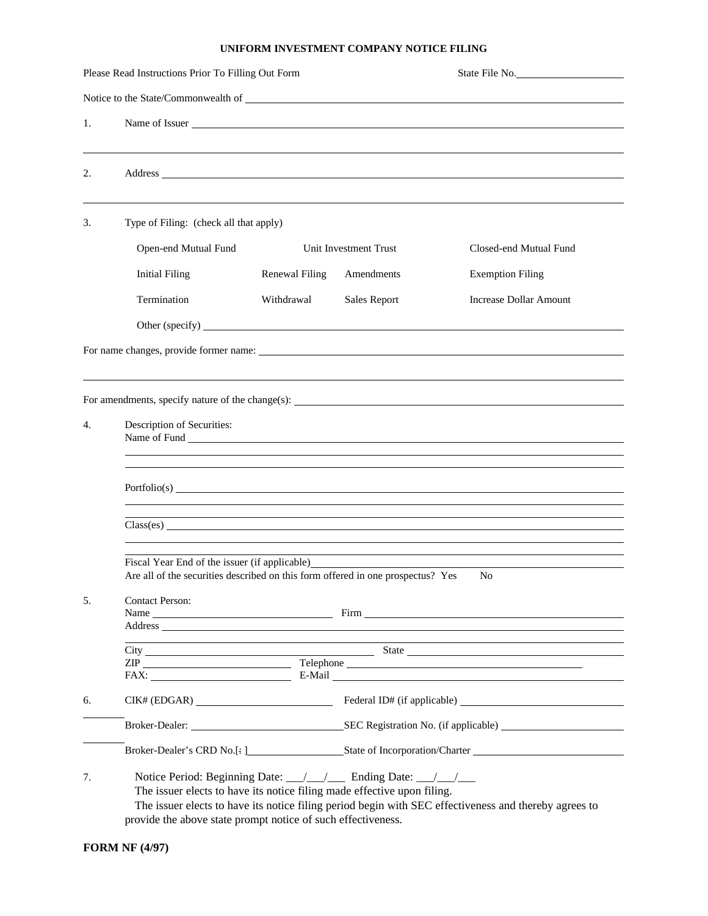# UNIFORM INVESTMENT COMPANY NOTICE FILING

Please Read Instructions Prior To Filling Out Form State File No.____________________

Notice to the State/Commonwealth of ____________________________________________

1. Name of Issuer ____________________________________________

2. Address ____________________________________________

3. Type of Filing: (check all that apply)

| | | | |
|---|---|---|---|
| Open-end Mutual Fund | Unit Investment Trust | | Closed-end Mutual Fund |
| Initial Filing | Renewal Filing | Amendments | Exemption Filing |
| Termination | Withdrawal | Sales Report | Increase Dollar Amount |

Other (specify) ____________________________________________

For name changes, provide former name: ____________________________________________

For amendments, specify nature of the change(s): ____________________________________________

4. Description of Securities:
   Name of Fund ____________________________________________

   Portfolio(s) ____________________________________________

   Class(es) ____________________________________________

   Fiscal Year End of the issuer (if applicable)____________________________________________
   Are all of the securities described on this form offered in one prospectus? Yes No

5. Contact Person:
   Name ____________________ Firm ____________________
   Address ____________________________________________
   City ____________________ State ____________________
   ZIP ____________________ Telephone ____________________
   FAX: ____________________ E-Mail ____________________

6. CIK# (EDGAR) ____________________ Federal ID# (if applicable) ____________________

   Broker-Dealer: ____________________ SEC Registration No. (if applicable) ____________________

   Broker-Dealer's CRD No.[: ]____________________ State of Incorporation/Charter ____________________

7. Notice Period: Beginning Date: ___/___/___ Ending Date: ___/___/___
   The issuer elects to have its notice filing made effective upon filing.
   The issuer elects to have its notice filing period begin with SEC effectiveness and thereby agrees to provide the above state prompt notice of such effectiveness.

**FORM NF (4/97)**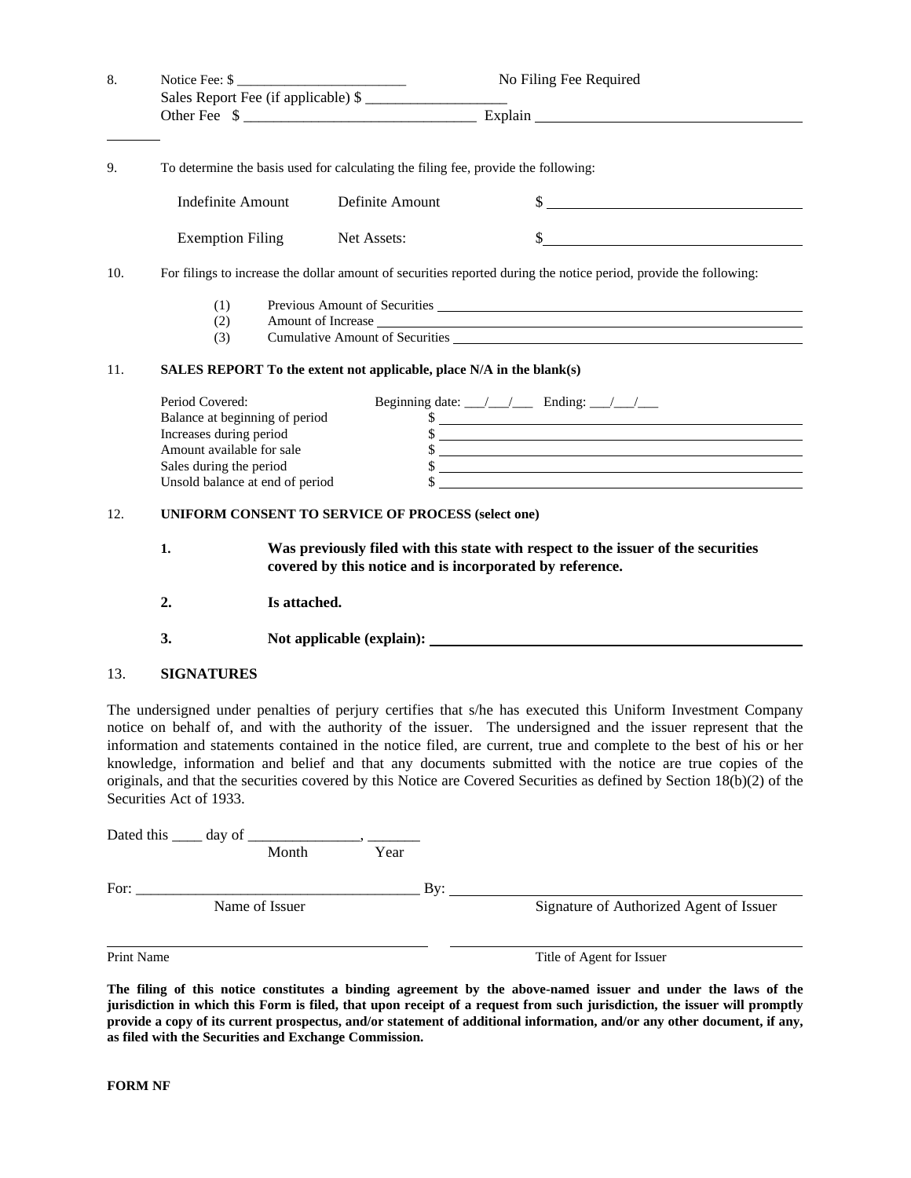8. Notice Fee: $ ________________________ No Filing Fee Required
   Sales Report Fee (if applicable) $ ___________________
   Other Fee $ ________________________________ Explain ____________________________________

________

9. To determine the basis used for calculating the filing fee, provide the following:

   Indefinite Amount     Definite Amount     $ ____________________________________

   Exemption Filing     Net Assets:     $ ____________________________________

10. For filings to increase the dollar amount of securities reported during the notice period, provide the following:

    (1) Previous Amount of Securities ____________________________________
    (2) Amount of Increase ____________________________________
    (3) Cumulative Amount of Securities ____________________________________

11. **SALES REPORT To the extent not applicable, place N/A in the blank(s)**

| | |
|---|---|
| Period Covered: | Beginning date: ___/___/___ Ending: ___/___/___ |
| Balance at beginning of period | $ ____________________ |
| Increases during period | $ ____________________ |
| Amount available for sale | $ ____________________ |
| Sales during the period | $ ____________________ |
| Unsold balance at end of period | $ ____________________ |

12. **UNIFORM CONSENT TO SERVICE OF PROCESS (select one)**

    **1.** **Was previously filed with this state with respect to the issuer of the securities covered by this notice and is incorporated by reference.**

    **2.** **Is attached.**

    **3.** **Not applicable (explain):** ____________________________________

13. **SIGNATURES**

The undersigned under penalties of perjury certifies that s/he has executed this Uniform Investment Company notice on behalf of, and with the authority of the issuer. The undersigned and the issuer represent that the information and statements contained in the notice filed, are current, true and complete to the best of his or her knowledge, information and belief and that any documents submitted with the notice are true copies of the originals, and that the securities covered by this Notice are Covered Securities as defined by Section 18(b)(2) of the Securities Act of 1933.

Dated this ____ day of _______________, _______
Month Year

For: ______________________________________ By: ______________________________________
Name of Issuer Signature of Authorized Agent of Issuer

______________________________________ ______________________________________
Print Name Title of Agent for Issuer

**The filing of this notice constitutes a binding agreement by the above-named issuer and under the laws of the jurisdiction in which this Form is filed, that upon receipt of a request from such jurisdiction, the issuer will promptly provide a copy of its current prospectus, and/or statement of additional information, and/or any other document, if any, as filed with the Securities and Exchange Commission.**

**FORM NF**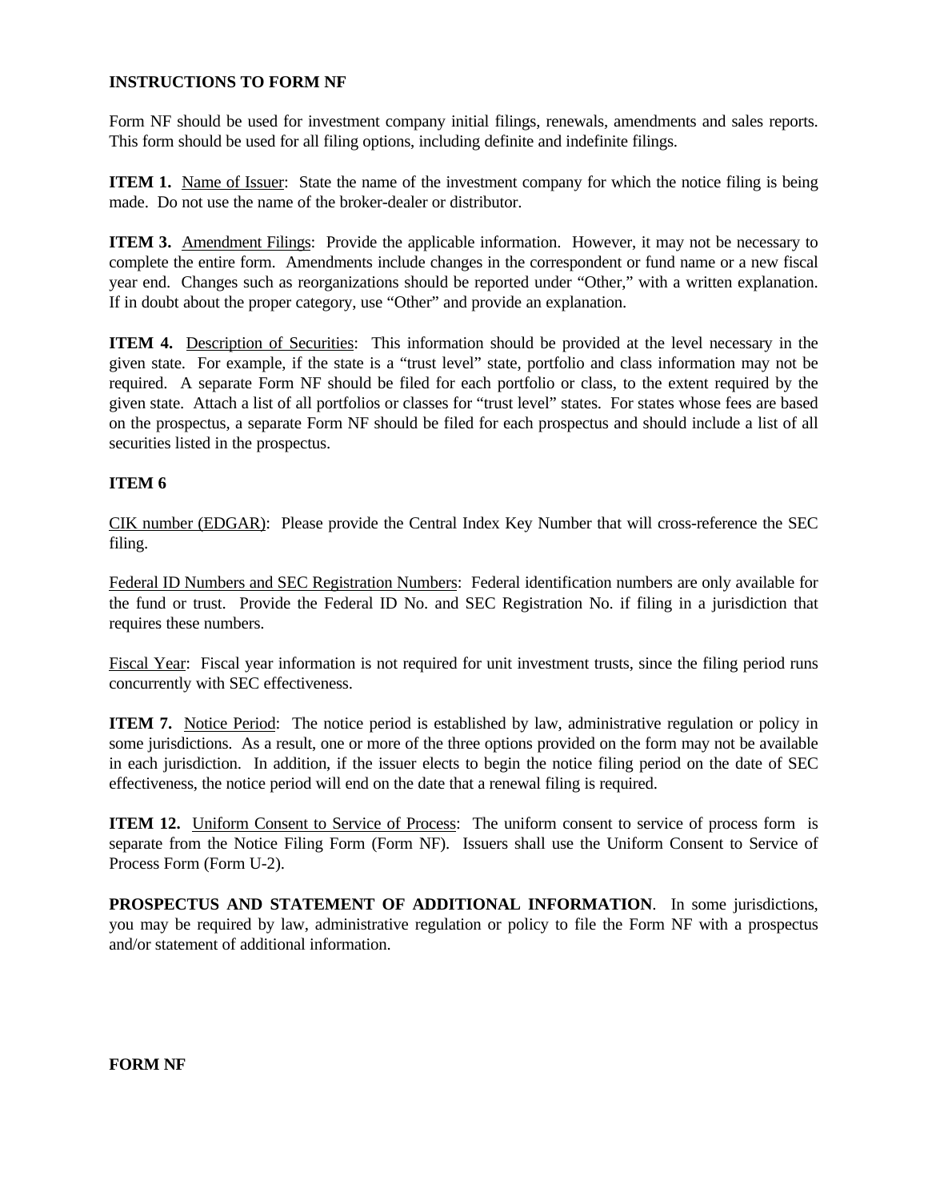**INSTRUCTIONS TO FORM NF**

Form NF should be used for investment company initial filings, renewals, amendments and sales reports. This form should be used for all filing options, including definite and indefinite filings.

**ITEM 1.** Name of Issuer: State the name of the investment company for which the notice filing is being made. Do not use the name of the broker-dealer or distributor.

**ITEM 3.** Amendment Filings: Provide the applicable information. However, it may not be necessary to complete the entire form. Amendments include changes in the correspondent or fund name or a new fiscal year end. Changes such as reorganizations should be reported under "Other," with a written explanation. If in doubt about the proper category, use "Other" and provide an explanation.

**ITEM 4.** Description of Securities: This information should be provided at the level necessary in the given state. For example, if the state is a "trust level" state, portfolio and class information may not be required. A separate Form NF should be filed for each portfolio or class, to the extent required by the given state. Attach a list of all portfolios or classes for "trust level" states. For states whose fees are based on the prospectus, a separate Form NF should be filed for each prospectus and should include a list of all securities listed in the prospectus.

**ITEM 6**

CIK number (EDGAR): Please provide the Central Index Key Number that will cross-reference the SEC filing.

Federal ID Numbers and SEC Registration Numbers: Federal identification numbers are only available for the fund or trust. Provide the Federal ID No. and SEC Registration No. if filing in a jurisdiction that requires these numbers.

Fiscal Year: Fiscal year information is not required for unit investment trusts, since the filing period runs concurrently with SEC effectiveness.

**ITEM 7.** Notice Period: The notice period is established by law, administrative regulation or policy in some jurisdictions. As a result, one or more of the three options provided on the form may not be available in each jurisdiction. In addition, if the issuer elects to begin the notice filing period on the date of SEC effectiveness, the notice period will end on the date that a renewal filing is required.

**ITEM 12.** Uniform Consent to Service of Process: The uniform consent to service of process form is separate from the Notice Filing Form (Form NF). Issuers shall use the Uniform Consent to Service of Process Form (Form U-2).

**PROSPECTUS AND STATEMENT OF ADDITIONAL INFORMATION**. In some jurisdictions, you may be required by law, administrative regulation or policy to file the Form NF with a prospectus and/or statement of additional information.

**FORM NF**